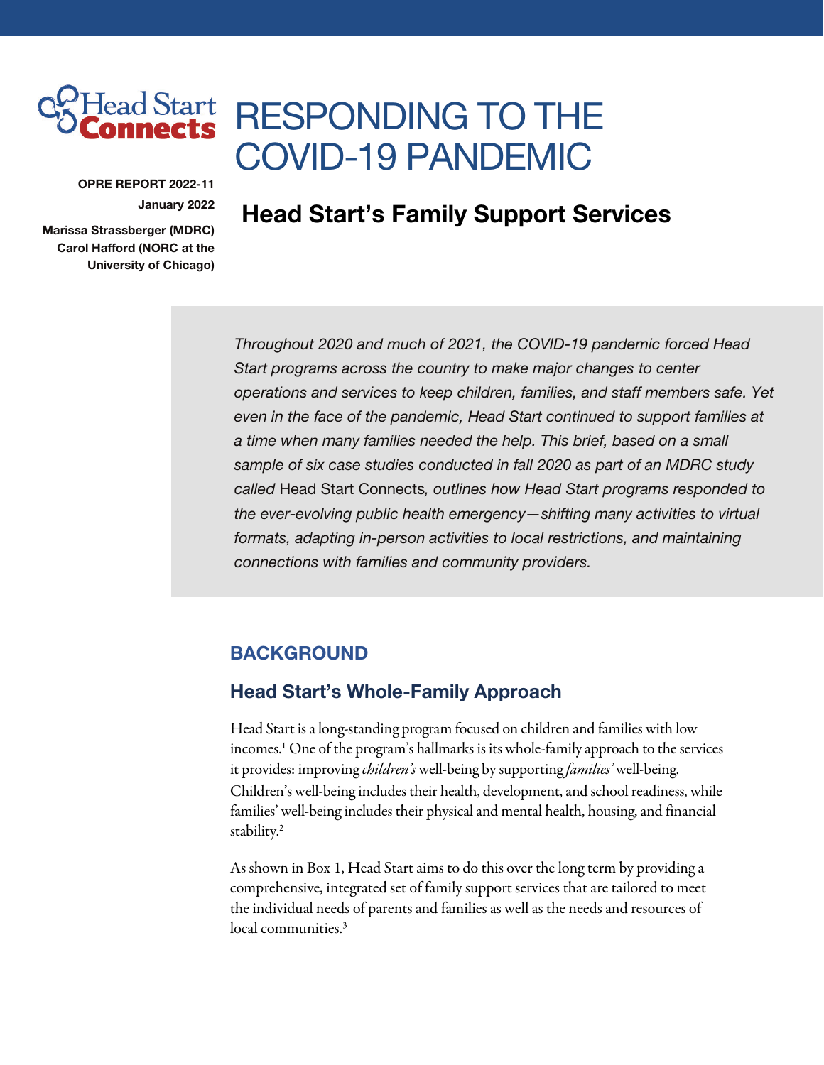Head Start Connects

# RESPONDING TO THE COVID-19 PANDEMIC

**OPRE REPORT 2022-11**

**January 2022**

**Marissa Strassberger (MDRC)**
**Carol Hafford (NORC at the University of Chicago)**

## Head Start's Family Support Services

*Throughout 2020 and much of 2021, the COVID-19 pandemic forced Head Start programs across the country to make major changes to center operations and services to keep children, families, and staff members safe. Yet even in the face of the pandemic, Head Start continued to support families at a time when many families needed the help. This brief, based on a small sample of six case studies conducted in fall 2020 as part of an MDRC study called* Head Start Connects*, outlines how Head Start programs responded to the ever-evolving public health emergency—shifting many activities to virtual formats, adapting in-person activities to local restrictions, and maintaining connections with families and community providers.*

## BACKGROUND

### Head Start's Whole-Family Approach

Head Start is a long-standing program focused on children and families with low incomes.[1] One of the program's hallmarks is its whole-family approach to the services it provides: improving *children's* well-being by supporting *families'* well-being. Children's well-being includes their health, development, and school readiness, while families' well-being includes their physical and mental health, housing, and financial stability.[2]

As shown in Box 1, Head Start aims to do this over the long term by providing a comprehensive, integrated set of family support services that are tailored to meet the individual needs of parents and families as well as the needs and resources of local communities.[3]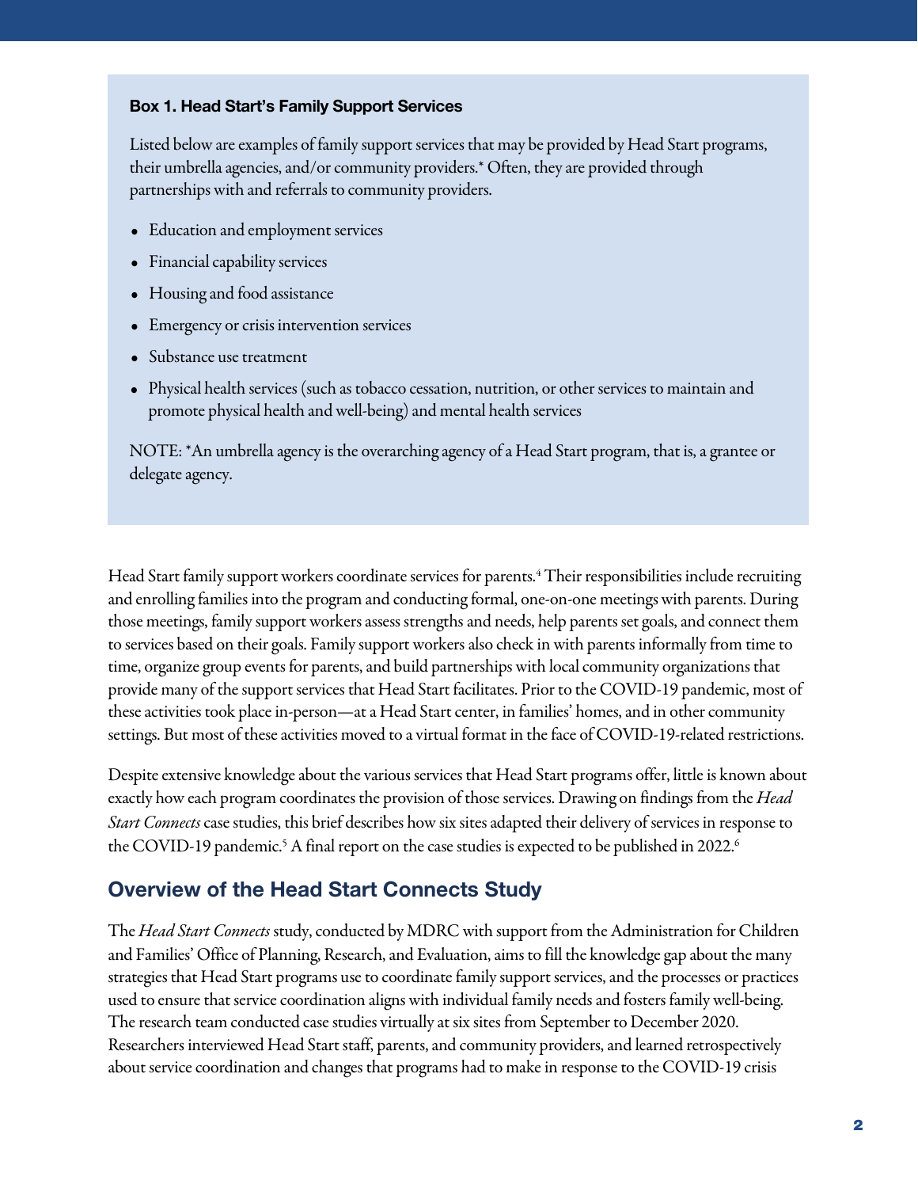**Box 1. Head Start's Family Support Services**

Listed below are examples of family support services that may be provided by Head Start programs, their umbrella agencies, and/or community providers.* Often, they are provided through partnerships with and referrals to community providers.

- Education and employment services
- Financial capability services
- Housing and food assistance
- Emergency or crisis intervention services
- Substance use treatment
- Physical health services (such as tobacco cessation, nutrition, or other services to maintain and promote physical health and well-being) and mental health services

NOTE: *An umbrella agency is the overarching agency of a Head Start program, that is, a grantee or delegate agency.

Head Start family support workers coordinate services for parents.[4] Their responsibilities include recruiting and enrolling families into the program and conducting formal, one-on-one meetings with parents. During those meetings, family support workers assess strengths and needs, help parents set goals, and connect them to services based on their goals. Family support workers also check in with parents informally from time to time, organize group events for parents, and build partnerships with local community organizations that provide many of the support services that Head Start facilitates. Prior to the COVID-19 pandemic, most of these activities took place in-person—at a Head Start center, in families' homes, and in other community settings. But most of these activities moved to a virtual format in the face of COVID-19-related restrictions.

Despite extensive knowledge about the various services that Head Start programs offer, little is known about exactly how each program coordinates the provision of those services. Drawing on findings from the *Head Start Connects* case studies, this brief describes how six sites adapted their delivery of services in response to the COVID-19 pandemic.[5] A final report on the case studies is expected to be published in 2022.[6]

## Overview of the Head Start Connects Study

The *Head Start Connects* study, conducted by MDRC with support from the Administration for Children and Families' Office of Planning, Research, and Evaluation, aims to fill the knowledge gap about the many strategies that Head Start programs use to coordinate family support services, and the processes or practices used to ensure that service coordination aligns with individual family needs and fosters family well-being. The research team conducted case studies virtually at six sites from September to December 2020. Researchers interviewed Head Start staff, parents, and community providers, and learned retrospectively about service coordination and changes that programs had to make in response to the COVID-19 crisis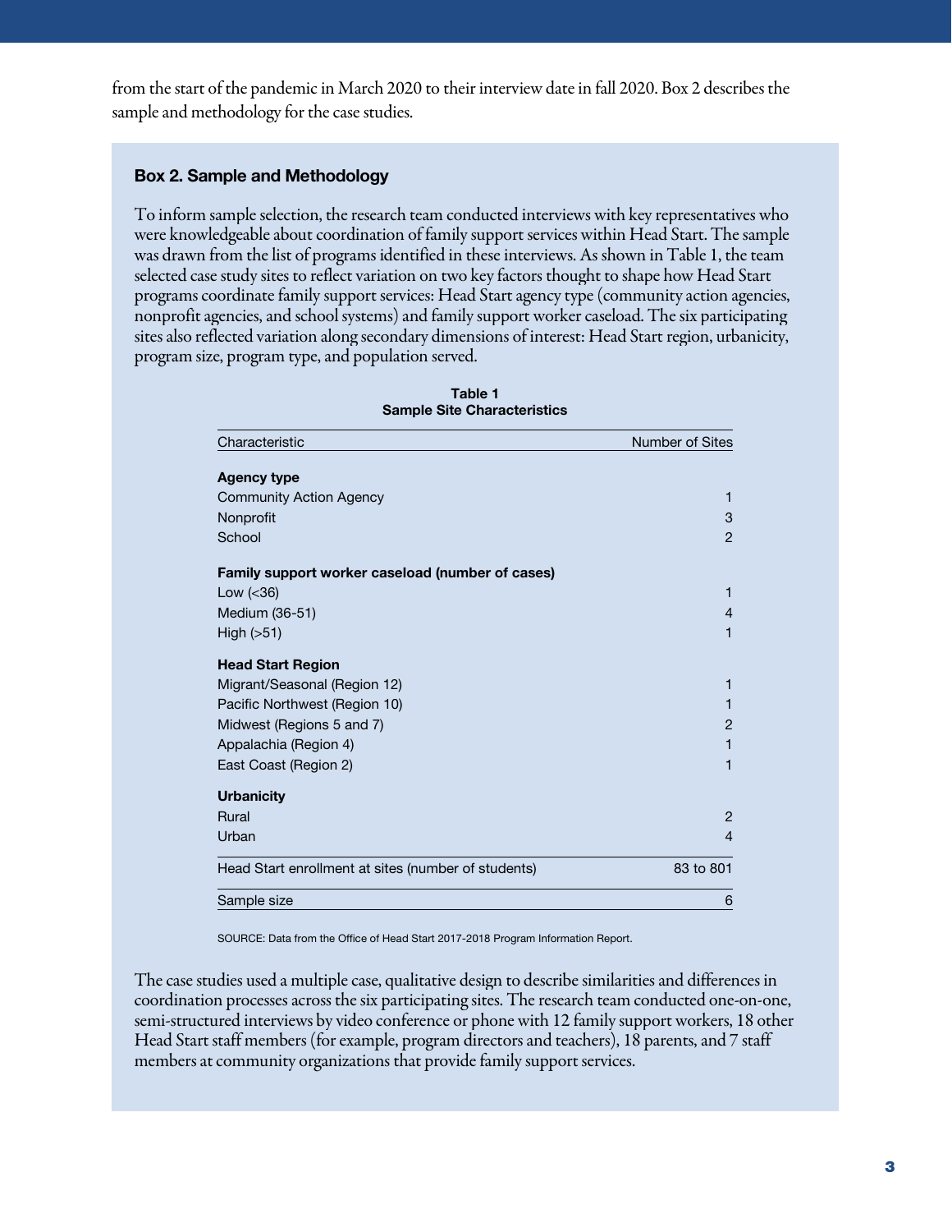from the start of the pandemic in March 2020 to their interview date in fall 2020. Box 2 describes the sample and methodology for the case studies.

### Box 2. Sample and Methodology

To inform sample selection, the research team conducted interviews with key representatives who were knowledgeable about coordination of family support services within Head Start. The sample was drawn from the list of programs identified in these interviews. As shown in Table 1, the team selected case study sites to reflect variation on two key factors thought to shape how Head Start programs coordinate family support services: Head Start agency type (community action agencies, nonprofit agencies, and school systems) and family support worker caseload. The six participating sites also reflected variation along secondary dimensions of interest: Head Start region, urbanicity, program size, program type, and population served.

**Table 1**
**Sample Site Characteristics**

| Characteristic | Number of Sites |
|---|---|
| **Agency type** | |
| Community Action Agency | 1 |
| Nonprofit | 3 |
| School | 2 |
| **Family support worker caseload (number of cases)** | |
| Low (<36) | 1 |
| Medium (36-51) | 4 |
| High (>51) | 1 |
| **Head Start Region** | |
| Migrant/Seasonal (Region 12) | 1 |
| Pacific Northwest (Region 10) | 1 |
| Midwest (Regions 5 and 7) | 2 |
| Appalachia (Region 4) | 1 |
| East Coast (Region 2) | 1 |
| **Urbanicity** | |
| Rural | 2 |
| Urban | 4 |
| Head Start enrollment at sites (number of students) | 83 to 801 |
| Sample size | 6 |

SOURCE: Data from the Office of Head Start 2017-2018 Program Information Report.

The case studies used a multiple case, qualitative design to describe similarities and differences in coordination processes across the six participating sites. The research team conducted one-on-one, semi-structured interviews by video conference or phone with 12 family support workers, 18 other Head Start staff members (for example, program directors and teachers), 18 parents, and 7 staff members at community organizations that provide family support services.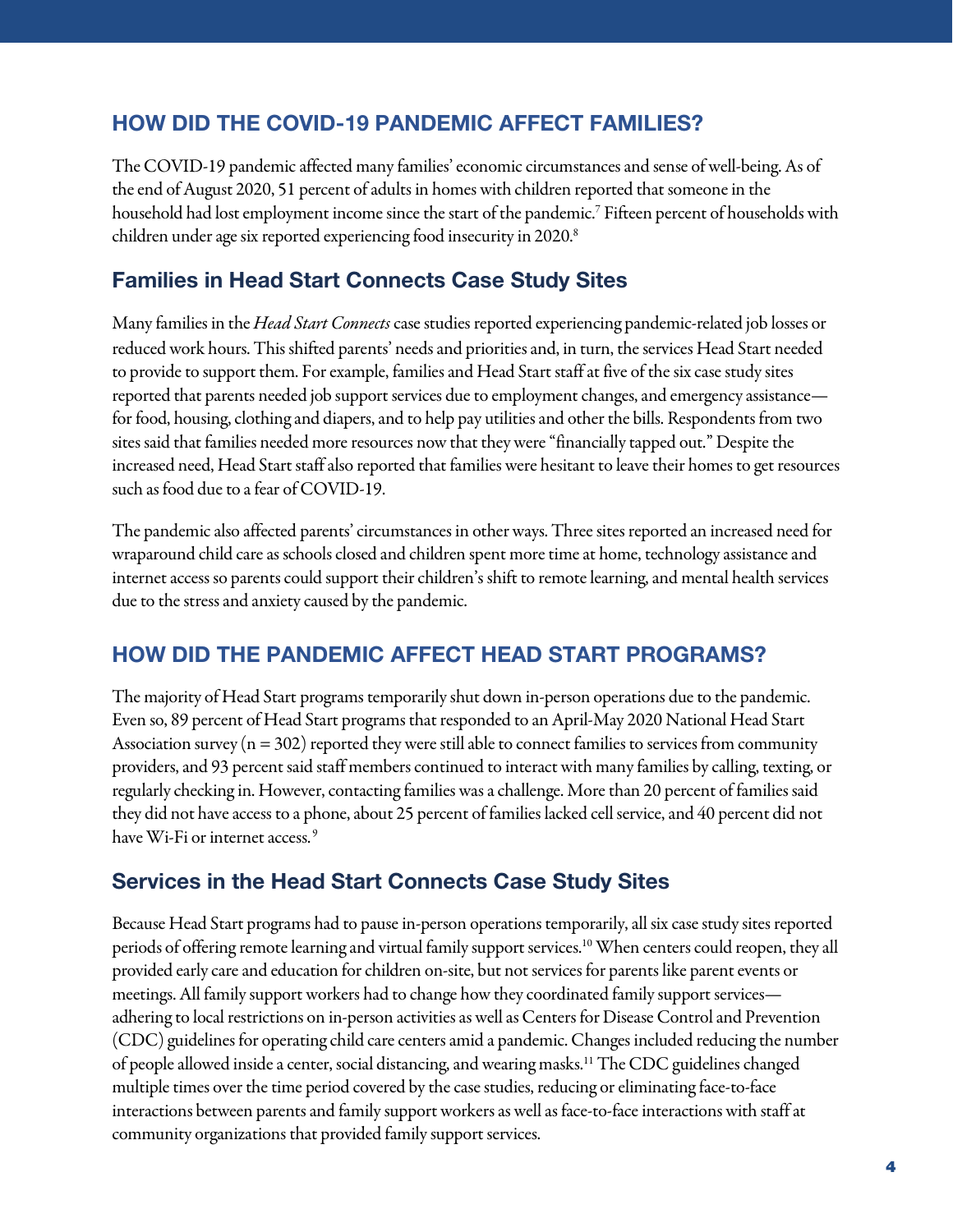## HOW DID THE COVID-19 PANDEMIC AFFECT FAMILIES?

The COVID-19 pandemic affected many families' economic circumstances and sense of well-being. As of the end of August 2020, 51 percent of adults in homes with children reported that someone in the household had lost employment income since the start of the pandemic.[7] Fifteen percent of households with children under age six reported experiencing food insecurity in 2020.[8]

### Families in Head Start Connects Case Study Sites

Many families in the *Head Start Connects* case studies reported experiencing pandemic-related job losses or reduced work hours. This shifted parents' needs and priorities and, in turn, the services Head Start needed to provide to support them. For example, families and Head Start staff at five of the six case study sites reported that parents needed job support services due to employment changes, and emergency assistance—for food, housing, clothing and diapers, and to help pay utilities and other the bills. Respondents from two sites said that families needed more resources now that they were "financially tapped out." Despite the increased need, Head Start staff also reported that families were hesitant to leave their homes to get resources such as food due to a fear of COVID-19.

The pandemic also affected parents' circumstances in other ways. Three sites reported an increased need for wraparound child care as schools closed and children spent more time at home, technology assistance and internet access so parents could support their children's shift to remote learning, and mental health services due to the stress and anxiety caused by the pandemic.

## HOW DID THE PANDEMIC AFFECT HEAD START PROGRAMS?

The majority of Head Start programs temporarily shut down in-person operations due to the pandemic. Even so, 89 percent of Head Start programs that responded to an April-May 2020 National Head Start Association survey (n = 302) reported they were still able to connect families to services from community providers, and 93 percent said staff members continued to interact with many families by calling, texting, or regularly checking in. However, contacting families was a challenge. More than 20 percent of families said they did not have access to a phone, about 25 percent of families lacked cell service, and 40 percent did not have Wi-Fi or internet access.[9]

### Services in the Head Start Connects Case Study Sites

Because Head Start programs had to pause in-person operations temporarily, all six case study sites reported periods of offering remote learning and virtual family support services.[10] When centers could reopen, they all provided early care and education for children on-site, but not services for parents like parent events or meetings. All family support workers had to change how they coordinated family support services—adhering to local restrictions on in-person activities as well as Centers for Disease Control and Prevention (CDC) guidelines for operating child care centers amid a pandemic. Changes included reducing the number of people allowed inside a center, social distancing, and wearing masks.[11] The CDC guidelines changed multiple times over the time period covered by the case studies, reducing or eliminating face-to-face interactions between parents and family support workers as well as face-to-face interactions with staff at community organizations that provided family support services.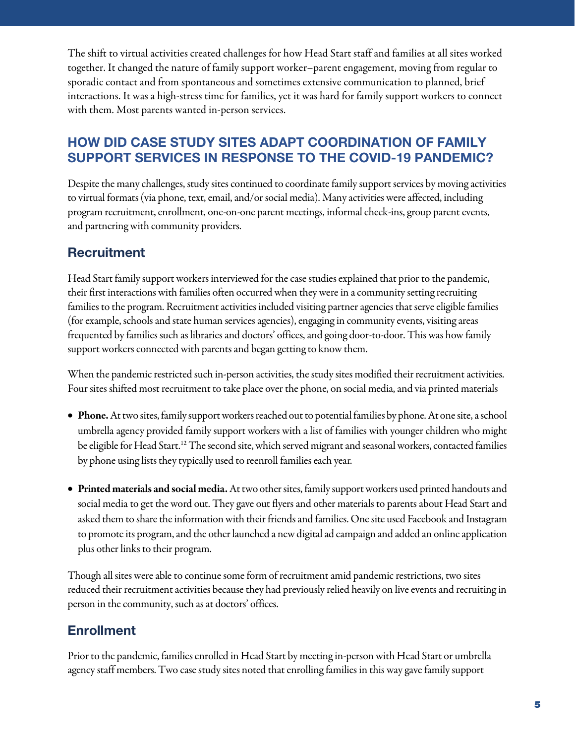The shift to virtual activities created challenges for how Head Start staff and families at all sites worked together. It changed the nature of family support worker–parent engagement, moving from regular to sporadic contact and from spontaneous and sometimes extensive communication to planned, brief interactions. It was a high-stress time for families, yet it was hard for family support workers to connect with them. Most parents wanted in-person services.

## HOW DID CASE STUDY SITES ADAPT COORDINATION OF FAMILY SUPPORT SERVICES IN RESPONSE TO THE COVID-19 PANDEMIC?

Despite the many challenges, study sites continued to coordinate family support services by moving activities to virtual formats (via phone, text, email, and/or social media). Many activities were affected, including program recruitment, enrollment, one-on-one parent meetings, informal check-ins, group parent events, and partnering with community providers.

### Recruitment

Head Start family support workers interviewed for the case studies explained that prior to the pandemic, their first interactions with families often occurred when they were in a community setting recruiting families to the program. Recruitment activities included visiting partner agencies that serve eligible families (for example, schools and state human services agencies), engaging in community events, visiting areas frequented by families such as libraries and doctors' offices, and going door-to-door. This was how family support workers connected with parents and began getting to know them.

When the pandemic restricted such in-person activities, the study sites modified their recruitment activities. Four sites shifted most recruitment to take place over the phone, on social media, and via printed materials

- **Phone.** At two sites, family support workers reached out to potential families by phone. At one site, a school umbrella agency provided family support workers with a list of families with younger children who might be eligible for Head Start.[12] The second site, which served migrant and seasonal workers, contacted families by phone using lists they typically used to reenroll families each year.
- **Printed materials and social media.** At two other sites, family support workers used printed handouts and social media to get the word out. They gave out flyers and other materials to parents about Head Start and asked them to share the information with their friends and families. One site used Facebook and Instagram to promote its program, and the other launched a new digital ad campaign and added an online application plus other links to their program.

Though all sites were able to continue some form of recruitment amid pandemic restrictions, two sites reduced their recruitment activities because they had previously relied heavily on live events and recruiting in person in the community, such as at doctors' offices.

### Enrollment

Prior to the pandemic, families enrolled in Head Start by meeting in-person with Head Start or umbrella agency staff members. Two case study sites noted that enrolling families in this way gave family support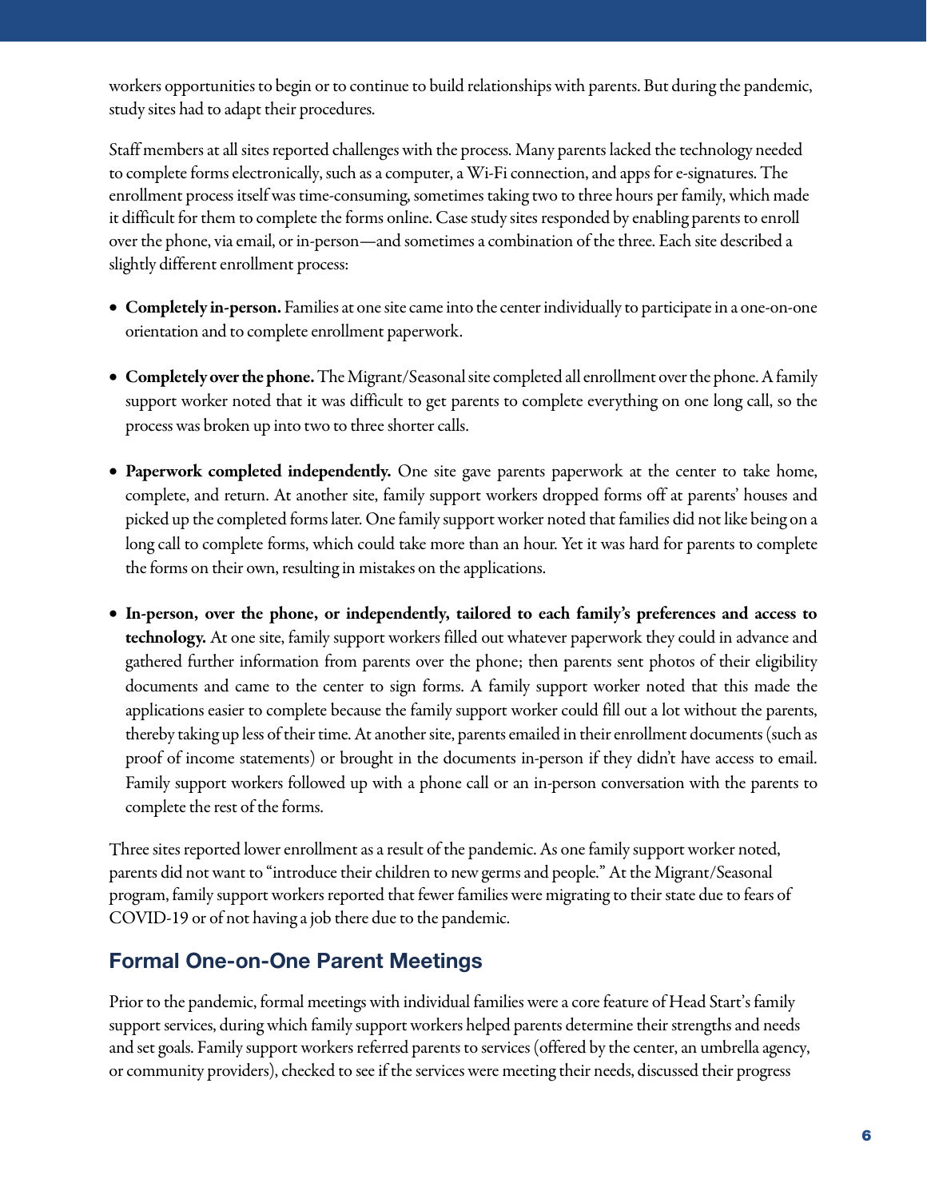workers opportunities to begin or to continue to build relationships with parents. But during the pandemic, study sites had to adapt their procedures.

Staff members at all sites reported challenges with the process. Many parents lacked the technology needed to complete forms electronically, such as a computer, a Wi-Fi connection, and apps for e-signatures. The enrollment process itself was time-consuming, sometimes taking two to three hours per family, which made it difficult for them to complete the forms online. Case study sites responded by enabling parents to enroll over the phone, via email, or in-person—and sometimes a combination of the three. Each site described a slightly different enrollment process:

- **Completely in-person.** Families at one site came into the center individually to participate in a one-on-one orientation and to complete enrollment paperwork.
- **Completely over the phone.** The Migrant/Seasonal site completed all enrollment over the phone. A family support worker noted that it was difficult to get parents to complete everything on one long call, so the process was broken up into two to three shorter calls.
- **Paperwork completed independently.** One site gave parents paperwork at the center to take home, complete, and return. At another site, family support workers dropped forms off at parents' houses and picked up the completed forms later. One family support worker noted that families did not like being on a long call to complete forms, which could take more than an hour. Yet it was hard for parents to complete the forms on their own, resulting in mistakes on the applications.
- **In-person, over the phone, or independently, tailored to each family's preferences and access to technology.** At one site, family support workers filled out whatever paperwork they could in advance and gathered further information from parents over the phone; then parents sent photos of their eligibility documents and came to the center to sign forms. A family support worker noted that this made the applications easier to complete because the family support worker could fill out a lot without the parents, thereby taking up less of their time. At another site, parents emailed in their enrollment documents (such as proof of income statements) or brought in the documents in-person if they didn't have access to email. Family support workers followed up with a phone call or an in-person conversation with the parents to complete the rest of the forms.

Three sites reported lower enrollment as a result of the pandemic. As one family support worker noted, parents did not want to "introduce their children to new germs and people." At the Migrant/Seasonal program, family support workers reported that fewer families were migrating to their state due to fears of COVID-19 or of not having a job there due to the pandemic.

## Formal One-on-One Parent Meetings

Prior to the pandemic, formal meetings with individual families were a core feature of Head Start's family support services, during which family support workers helped parents determine their strengths and needs and set goals. Family support workers referred parents to services (offered by the center, an umbrella agency, or community providers), checked to see if the services were meeting their needs, discussed their progress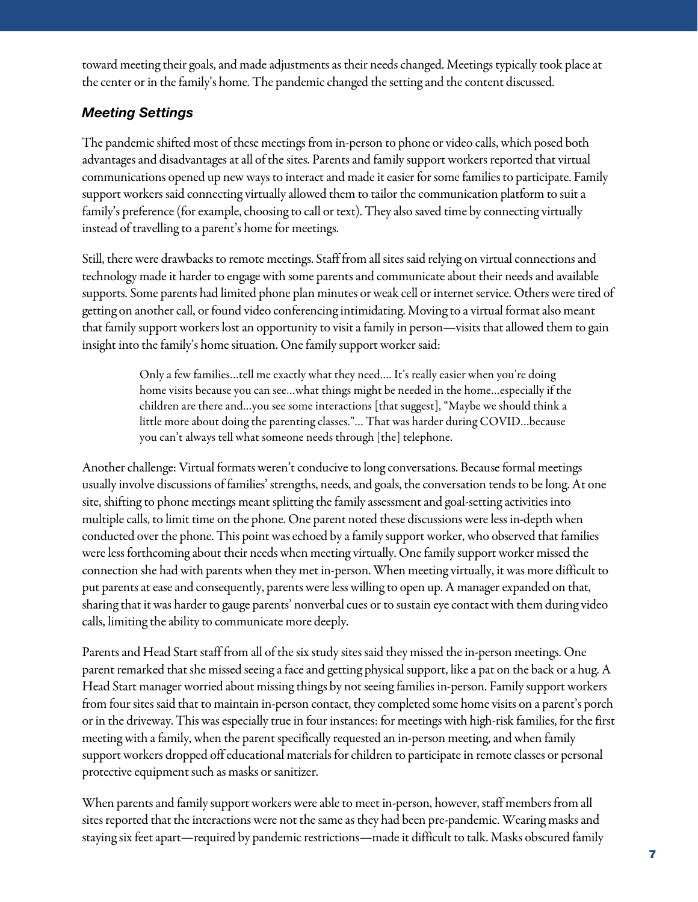toward meeting their goals, and made adjustments as their needs changed. Meetings typically took place at the center or in the family's home. The pandemic changed the setting and the content discussed.

### *Meeting Settings*

The pandemic shifted most of these meetings from in-person to phone or video calls, which posed both advantages and disadvantages at all of the sites. Parents and family support workers reported that virtual communications opened up new ways to interact and made it easier for some families to participate. Family support workers said connecting virtually allowed them to tailor the communication platform to suit a family's preference (for example, choosing to call or text). They also saved time by connecting virtually instead of travelling to a parent's home for meetings.

Still, there were drawbacks to remote meetings. Staff from all sites said relying on virtual connections and technology made it harder to engage with some parents and communicate about their needs and available supports. Some parents had limited phone plan minutes or weak cell or internet service. Others were tired of getting on another call, or found video conferencing intimidating. Moving to a virtual format also meant that family support workers lost an opportunity to visit a family in person—visits that allowed them to gain insight into the family's home situation. One family support worker said:

> Only a few families…tell me exactly what they need.… It's really easier when you're doing home visits because you can see…what things might be needed in the home…especially if the children are there and…you see some interactions [that suggest], "Maybe we should think a little more about doing the parenting classes."… That was harder during COVID…because you can't always tell what someone needs through [the] telephone.

Another challenge: Virtual formats weren't conducive to long conversations. Because formal meetings usually involve discussions of families' strengths, needs, and goals, the conversation tends to be long. At one site, shifting to phone meetings meant splitting the family assessment and goal-setting activities into multiple calls, to limit time on the phone. One parent noted these discussions were less in-depth when conducted over the phone. This point was echoed by a family support worker, who observed that families were less forthcoming about their needs when meeting virtually. One family support worker missed the connection she had with parents when they met in-person. When meeting virtually, it was more difficult to put parents at ease and consequently, parents were less willing to open up. A manager expanded on that, sharing that it was harder to gauge parents' nonverbal cues or to sustain eye contact with them during video calls, limiting the ability to communicate more deeply.

Parents and Head Start staff from all of the six study sites said they missed the in-person meetings. One parent remarked that she missed seeing a face and getting physical support, like a pat on the back or a hug. A Head Start manager worried about missing things by not seeing families in-person. Family support workers from four sites said that to maintain in-person contact, they completed some home visits on a parent's porch or in the driveway. This was especially true in four instances: for meetings with high-risk families, for the first meeting with a family, when the parent specifically requested an in-person meeting, and when family support workers dropped off educational materials for children to participate in remote classes or personal protective equipment such as masks or sanitizer.

When parents and family support workers were able to meet in-person, however, staff members from all sites reported that the interactions were not the same as they had been pre-pandemic. Wearing masks and staying six feet apart—required by pandemic restrictions—made it difficult to talk. Masks obscured family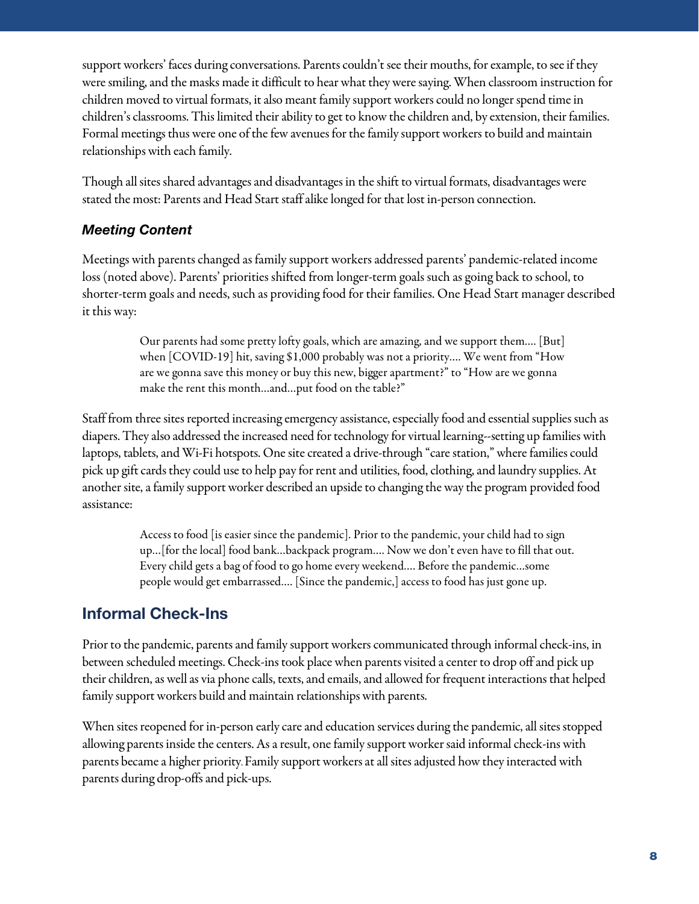support workers' faces during conversations. Parents couldn't see their mouths, for example, to see if they were smiling, and the masks made it difficult to hear what they were saying. When classroom instruction for children moved to virtual formats, it also meant family support workers could no longer spend time in children's classrooms. This limited their ability to get to know the children and, by extension, their families. Formal meetings thus were one of the few avenues for the family support workers to build and maintain relationships with each family.

Though all sites shared advantages and disadvantages in the shift to virtual formats, disadvantages were stated the most: Parents and Head Start staff alike longed for that lost in-person connection.

### *Meeting Content*

Meetings with parents changed as family support workers addressed parents' pandemic-related income loss (noted above). Parents' priorities shifted from longer-term goals such as going back to school, to shorter-term goals and needs, such as providing food for their families. One Head Start manager described it this way:

> Our parents had some pretty lofty goals, which are amazing, and we support them.... [But] when [COVID-19] hit, saving $1,000 probably was not a priority.... We went from "How are we gonna save this money or buy this new, bigger apartment?" to "How are we gonna make the rent this month...and...put food on the table?"

Staff from three sites reported increasing emergency assistance, especially food and essential supplies such as diapers. They also addressed the increased need for technology for virtual learning--setting up families with laptops, tablets, and Wi-Fi hotspots. One site created a drive-through "care station," where families could pick up gift cards they could use to help pay for rent and utilities, food, clothing, and laundry supplies. At another site, a family support worker described an upside to changing the way the program provided food assistance:

> Access to food [is easier since the pandemic]. Prior to the pandemic, your child had to sign up...[for the local] food bank...backpack program.... Now we don't even have to fill that out. Every child gets a bag of food to go home every weekend.... Before the pandemic...some people would get embarrassed.... [Since the pandemic,] access to food has just gone up.

## Informal Check-Ins

Prior to the pandemic, parents and family support workers communicated through informal check-ins, in between scheduled meetings. Check-ins took place when parents visited a center to drop off and pick up their children, as well as via phone calls, texts, and emails, and allowed for frequent interactions that helped family support workers build and maintain relationships with parents.

When sites reopened for in-person early care and education services during the pandemic, all sites stopped allowing parents inside the centers. As a result, one family support worker said informal check-ins with parents became a higher priority. Family support workers at all sites adjusted how they interacted with parents during drop-offs and pick-ups.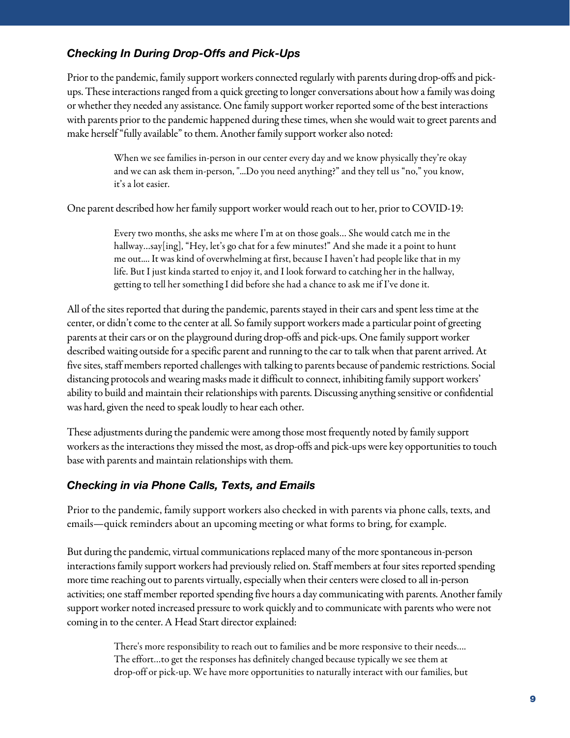### *Checking In During Drop-Offs and Pick-Ups*

Prior to the pandemic, family support workers connected regularly with parents during drop-offs and pick-ups. These interactions ranged from a quick greeting to longer conversations about how a family was doing or whether they needed any assistance. One family support worker reported some of the best interactions with parents prior to the pandemic happened during these times, when she would wait to greet parents and make herself "fully available" to them. Another family support worker also noted:

> When we see families in-person in our center every day and we know physically they're okay and we can ask them in-person, "...Do you need anything?" and they tell us "no," you know, it's a lot easier.

One parent described how her family support worker would reach out to her, prior to COVID-19:

> Every two months, she asks me where I'm at on those goals… She would catch me in the hallway…say[ing], "Hey, let's go chat for a few minutes!" And she made it a point to hunt me out.... It was kind of overwhelming at first, because I haven't had people like that in my life. But I just kinda started to enjoy it, and I look forward to catching her in the hallway, getting to tell her something I did before she had a chance to ask me if I've done it.

All of the sites reported that during the pandemic, parents stayed in their cars and spent less time at the center, or didn't come to the center at all. So family support workers made a particular point of greeting parents at their cars or on the playground during drop-offs and pick-ups. One family support worker described waiting outside for a specific parent and running to the car to talk when that parent arrived. At five sites, staff members reported challenges with talking to parents because of pandemic restrictions. Social distancing protocols and wearing masks made it difficult to connect, inhibiting family support workers' ability to build and maintain their relationships with parents. Discussing anything sensitive or confidential was hard, given the need to speak loudly to hear each other.

These adjustments during the pandemic were among those most frequently noted by family support workers as the interactions they missed the most, as drop-offs and pick-ups were key opportunities to touch base with parents and maintain relationships with them.

### *Checking in via Phone Calls, Texts, and Emails*

Prior to the pandemic, family support workers also checked in with parents via phone calls, texts, and emails—quick reminders about an upcoming meeting or what forms to bring, for example.

But during the pandemic, virtual communications replaced many of the more spontaneous in-person interactions family support workers had previously relied on. Staff members at four sites reported spending more time reaching out to parents virtually, especially when their centers were closed to all in-person activities; one staff member reported spending five hours a day communicating with parents. Another family support worker noted increased pressure to work quickly and to communicate with parents who were not coming in to the center. A Head Start director explained:

> There's more responsibility to reach out to families and be more responsive to their needs.... The effort…to get the responses has definitely changed because typically we see them at drop-off or pick-up. We have more opportunities to naturally interact with our families, but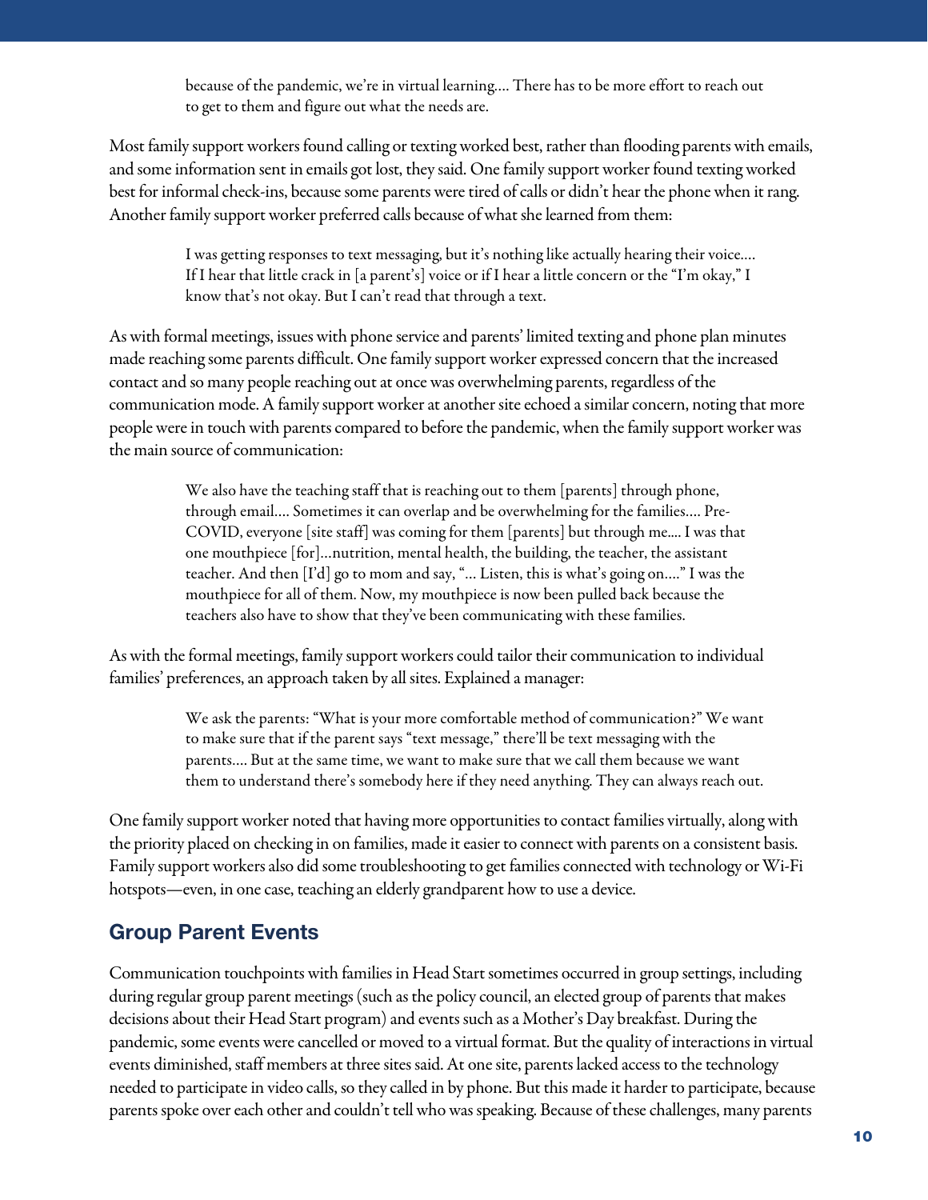> because of the pandemic, we're in virtual learning.... There has to be more effort to reach out to get to them and figure out what the needs are.

Most family support workers found calling or texting worked best, rather than flooding parents with emails, and some information sent in emails got lost, they said. One family support worker found texting worked best for informal check-ins, because some parents were tired of calls or didn't hear the phone when it rang. Another family support worker preferred calls because of what she learned from them:

> I was getting responses to text messaging, but it's nothing like actually hearing their voice.... If I hear that little crack in [a parent's] voice or if I hear a little concern or the "I'm okay," I know that's not okay. But I can't read that through a text.

As with formal meetings, issues with phone service and parents' limited texting and phone plan minutes made reaching some parents difficult. One family support worker expressed concern that the increased contact and so many people reaching out at once was overwhelming parents, regardless of the communication mode. A family support worker at another site echoed a similar concern, noting that more people were in touch with parents compared to before the pandemic, when the family support worker was the main source of communication:

> We also have the teaching staff that is reaching out to them [parents] through phone, through email.... Sometimes it can overlap and be overwhelming for the families.... Pre-COVID, everyone [site staff] was coming for them [parents] but through me.... I was that one mouthpiece [for]...nutrition, mental health, the building, the teacher, the assistant teacher. And then [I'd] go to mom and say, "... Listen, this is what's going on...." I was the mouthpiece for all of them. Now, my mouthpiece is now been pulled back because the teachers also have to show that they've been communicating with these families.

As with the formal meetings, family support workers could tailor their communication to individual families' preferences, an approach taken by all sites. Explained a manager:

> We ask the parents: "What is your more comfortable method of communication?" We want to make sure that if the parent says "text message," there'll be text messaging with the parents.... But at the same time, we want to make sure that we call them because we want them to understand there's somebody here if they need anything. They can always reach out.

One family support worker noted that having more opportunities to contact families virtually, along with the priority placed on checking in on families, made it easier to connect with parents on a consistent basis. Family support workers also did some troubleshooting to get families connected with technology or Wi-Fi hotspots—even, in one case, teaching an elderly grandparent how to use a device.

## Group Parent Events

Communication touchpoints with families in Head Start sometimes occurred in group settings, including during regular group parent meetings (such as the policy council, an elected group of parents that makes decisions about their Head Start program) and events such as a Mother's Day breakfast. During the pandemic, some events were cancelled or moved to a virtual format. But the quality of interactions in virtual events diminished, staff members at three sites said. At one site, parents lacked access to the technology needed to participate in video calls, so they called in by phone. But this made it harder to participate, because parents spoke over each other and couldn't tell who was speaking. Because of these challenges, many parents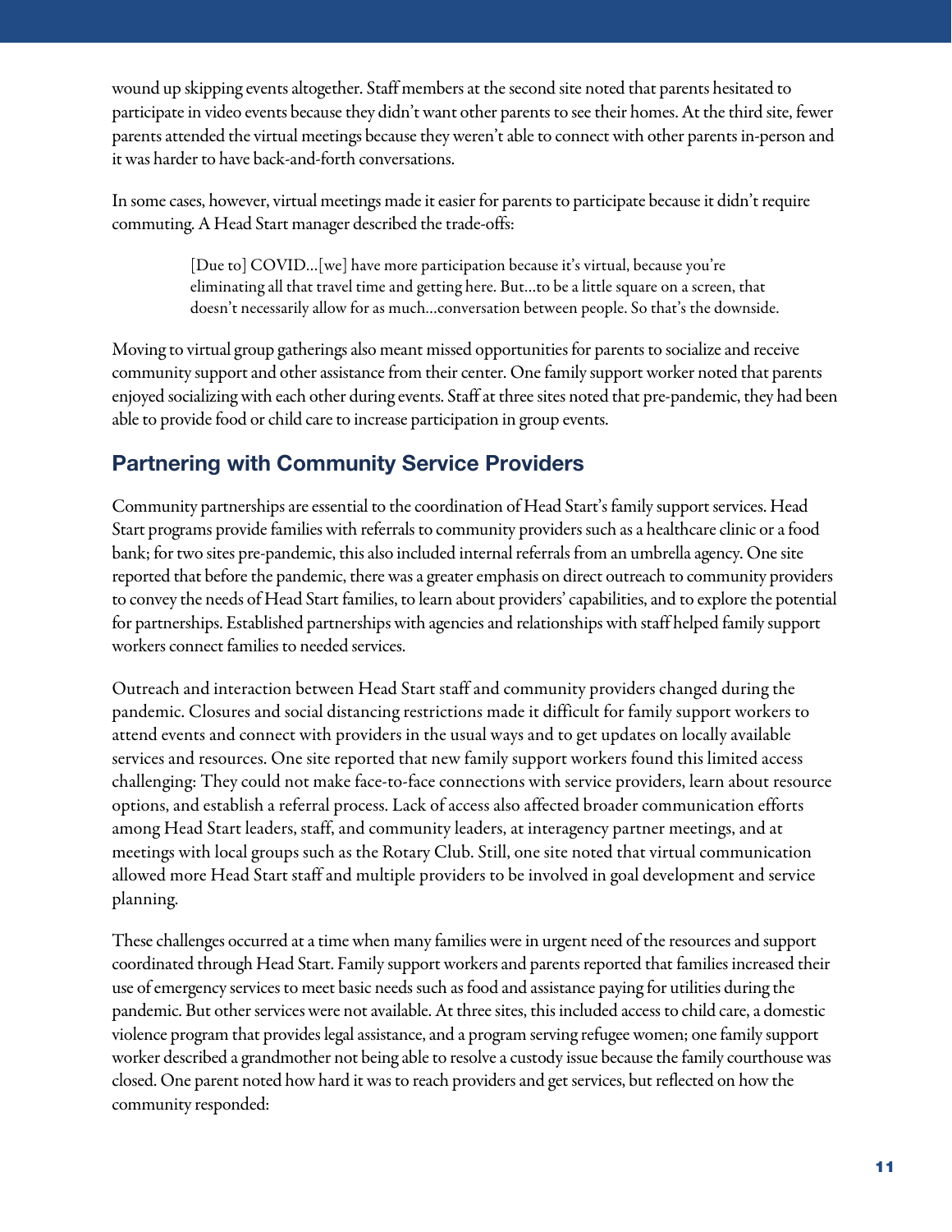wound up skipping events altogether. Staff members at the second site noted that parents hesitated to participate in video events because they didn't want other parents to see their homes. At the third site, fewer parents attended the virtual meetings because they weren't able to connect with other parents in-person and it was harder to have back-and-forth conversations.

In some cases, however, virtual meetings made it easier for parents to participate because it didn't require commuting. A Head Start manager described the trade-offs:

> [Due to] COVID…[we] have more participation because it's virtual, because you're eliminating all that travel time and getting here. But…to be a little square on a screen, that doesn't necessarily allow for as much…conversation between people. So that's the downside.

Moving to virtual group gatherings also meant missed opportunities for parents to socialize and receive community support and other assistance from their center. One family support worker noted that parents enjoyed socializing with each other during events. Staff at three sites noted that pre-pandemic, they had been able to provide food or child care to increase participation in group events.

## Partnering with Community Service Providers

Community partnerships are essential to the coordination of Head Start's family support services. Head Start programs provide families with referrals to community providers such as a healthcare clinic or a food bank; for two sites pre-pandemic, this also included internal referrals from an umbrella agency. One site reported that before the pandemic, there was a greater emphasis on direct outreach to community providers to convey the needs of Head Start families, to learn about providers' capabilities, and to explore the potential for partnerships. Established partnerships with agencies and relationships with staff helped family support workers connect families to needed services.

Outreach and interaction between Head Start staff and community providers changed during the pandemic. Closures and social distancing restrictions made it difficult for family support workers to attend events and connect with providers in the usual ways and to get updates on locally available services and resources. One site reported that new family support workers found this limited access challenging: They could not make face-to-face connections with service providers, learn about resource options, and establish a referral process. Lack of access also affected broader communication efforts among Head Start leaders, staff, and community leaders, at interagency partner meetings, and at meetings with local groups such as the Rotary Club. Still, one site noted that virtual communication allowed more Head Start staff and multiple providers to be involved in goal development and service planning.

These challenges occurred at a time when many families were in urgent need of the resources and support coordinated through Head Start. Family support workers and parents reported that families increased their use of emergency services to meet basic needs such as food and assistance paying for utilities during the pandemic. But other services were not available. At three sites, this included access to child care, a domestic violence program that provides legal assistance, and a program serving refugee women; one family support worker described a grandmother not being able to resolve a custody issue because the family courthouse was closed. One parent noted how hard it was to reach providers and get services, but reflected on how the community responded: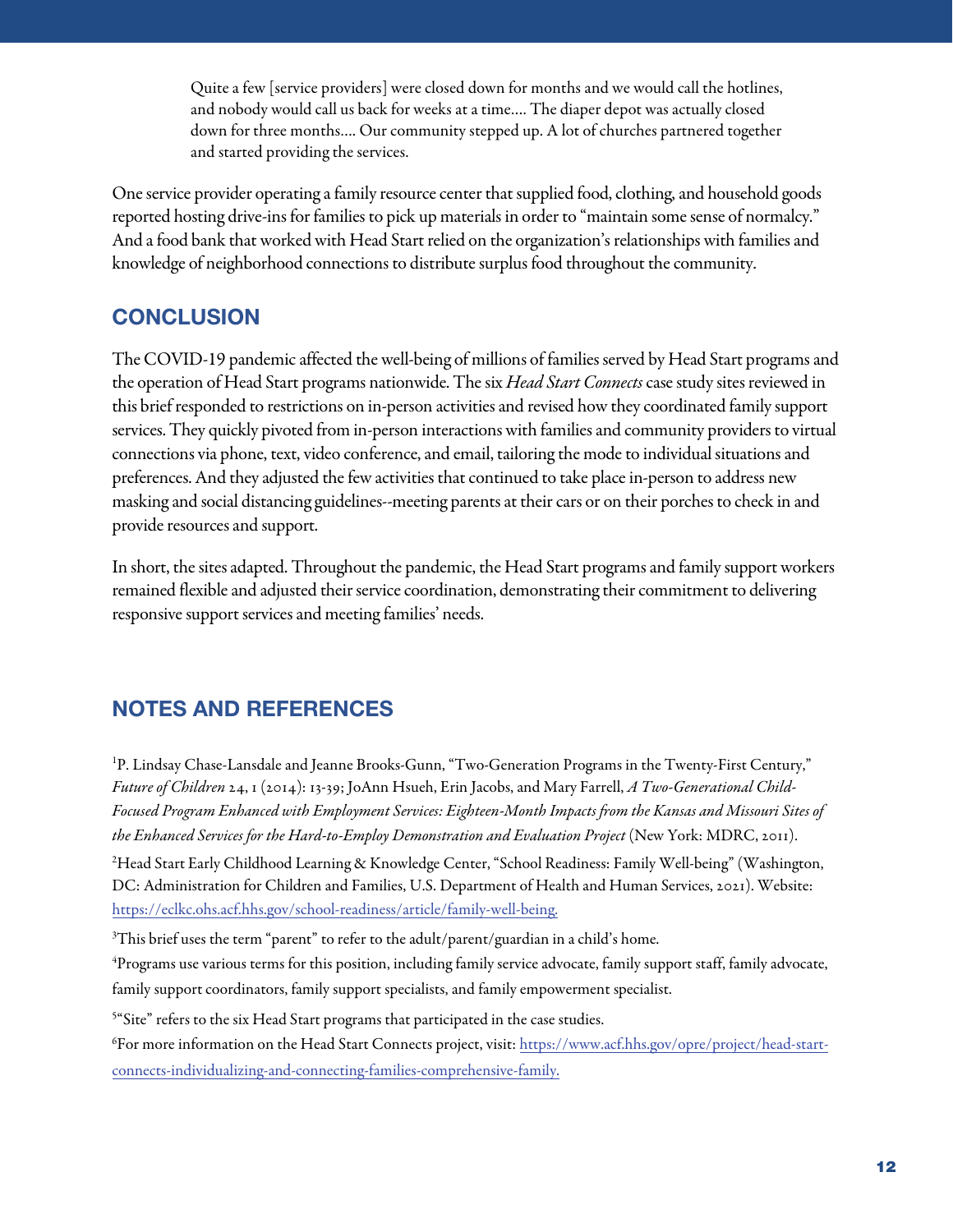> Quite a few [service providers] were closed down for months and we would call the hotlines, and nobody would call us back for weeks at a time.... The diaper depot was actually closed down for three months.... Our community stepped up. A lot of churches partnered together and started providing the services.

One service provider operating a family resource center that supplied food, clothing, and household goods reported hosting drive-ins for families to pick up materials in order to "maintain some sense of normalcy." And a food bank that worked with Head Start relied on the organization's relationships with families and knowledge of neighborhood connections to distribute surplus food throughout the community.

## CONCLUSION

The COVID-19 pandemic affected the well-being of millions of families served by Head Start programs and the operation of Head Start programs nationwide. The six *Head Start Connects* case study sites reviewed in this brief responded to restrictions on in-person activities and revised how they coordinated family support services. They quickly pivoted from in-person interactions with families and community providers to virtual connections via phone, text, video conference, and email, tailoring the mode to individual situations and preferences. And they adjusted the few activities that continued to take place in-person to address new masking and social distancing guidelines--meeting parents at their cars or on their porches to check in and provide resources and support.

In short, the sites adapted. Throughout the pandemic, the Head Start programs and family support workers remained flexible and adjusted their service coordination, demonstrating their commitment to delivering responsive support services and meeting families' needs.

## NOTES AND REFERENCES

[1]P. Lindsay Chase-Lansdale and Jeanne Brooks-Gunn, "Two-Generation Programs in the Twenty-First Century," *Future of Children* 24, 1 (2014): 13-39; JoAnn Hsueh, Erin Jacobs, and Mary Farrell, *A Two-Generational Child-Focused Program Enhanced with Employment Services: Eighteen-Month Impacts from the Kansas and Missouri Sites of the Enhanced Services for the Hard-to-Employ Demonstration and Evaluation Project* (New York: MDRC, 2011).

[2]Head Start Early Childhood Learning & Knowledge Center, "School Readiness: Family Well-being" (Washington, DC: Administration for Children and Families, U.S. Department of Health and Human Services, 2021). Website: https://eclkc.ohs.acf.hhs.gov/school-readiness/article/family-well-being.

[3]This brief uses the term "parent" to refer to the adult/parent/guardian in a child's home.

[4]Programs use various terms for this position, including family service advocate, family support staff, family advocate, family support coordinators, family support specialists, and family empowerment specialist.

[5]"Site" refers to the six Head Start programs that participated in the case studies.

[6]For more information on the Head Start Connects project, visit: https://www.acf.hhs.gov/opre/project/head-start-connects-individualizing-and-connecting-families-comprehensive-family.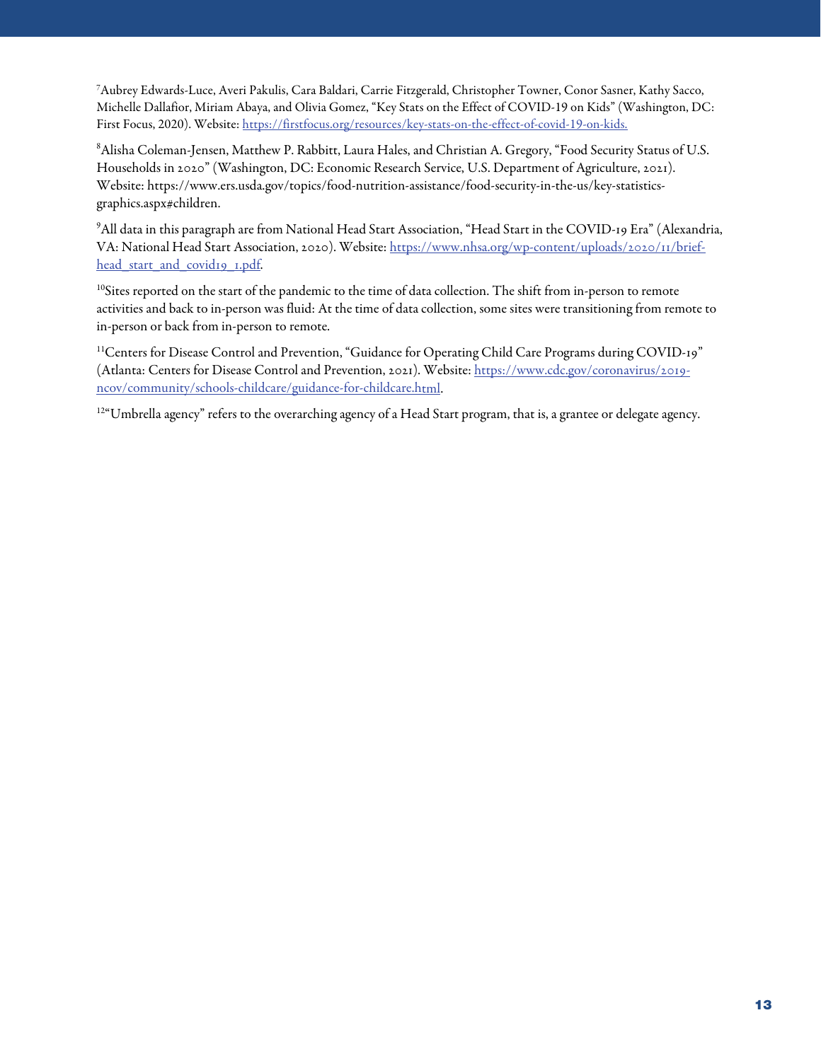[7]Aubrey Edwards-Luce, Averi Pakulis, Cara Baldari, Carrie Fitzgerald, Christopher Towner, Conor Sasner, Kathy Sacco, Michelle Dallafior, Miriam Abaya, and Olivia Gomez, "Key Stats on the Effect of COVID-19 on Kids" (Washington, DC: First Focus, 2020). Website: https://firstfocus.org/resources/key-stats-on-the-effect-of-covid-19-on-kids.

[8]Alisha Coleman-Jensen, Matthew P. Rabbitt, Laura Hales, and Christian A. Gregory, "Food Security Status of U.S. Households in 2020" (Washington, DC: Economic Research Service, U.S. Department of Agriculture, 2021). Website: https://www.ers.usda.gov/topics/food-nutrition-assistance/food-security-in-the-us/key-statistics-graphics.aspx#children.

[9]All data in this paragraph are from National Head Start Association, "Head Start in the COVID-19 Era" (Alexandria, VA: National Head Start Association, 2020). Website: https://www.nhsa.org/wp-content/uploads/2020/11/brief-head_start_and_covid19_1.pdf.

[10]Sites reported on the start of the pandemic to the time of data collection. The shift from in-person to remote activities and back to in-person was fluid: At the time of data collection, some sites were transitioning from remote to in-person or back from in-person to remote.

[11]Centers for Disease Control and Prevention, "Guidance for Operating Child Care Programs during COVID-19" (Atlanta: Centers for Disease Control and Prevention, 2021). Website: https://www.cdc.gov/coronavirus/2019-ncov/community/schools-childcare/guidance-for-childcare.html.

[12]"Umbrella agency" refers to the overarching agency of a Head Start program, that is, a grantee or delegate agency.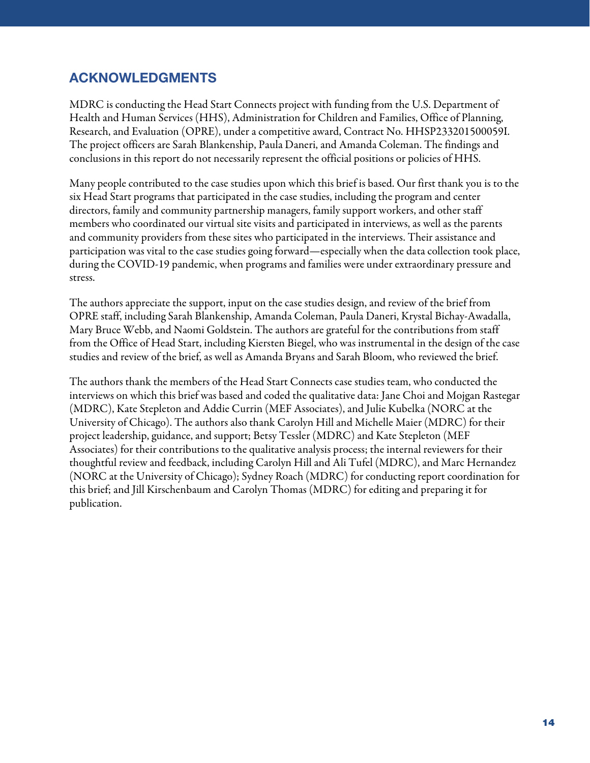## ACKNOWLEDGMENTS

MDRC is conducting the Head Start Connects project with funding from the U.S. Department of Health and Human Services (HHS), Administration for Children and Families, Office of Planning, Research, and Evaluation (OPRE), under a competitive award, Contract No. HHSP233201500059I. The project officers are Sarah Blankenship, Paula Daneri, and Amanda Coleman. The findings and conclusions in this report do not necessarily represent the official positions or policies of HHS.

Many people contributed to the case studies upon which this brief is based. Our first thank you is to the six Head Start programs that participated in the case studies, including the program and center directors, family and community partnership managers, family support workers, and other staff members who coordinated our virtual site visits and participated in interviews, as well as the parents and community providers from these sites who participated in the interviews. Their assistance and participation was vital to the case studies going forward—especially when the data collection took place, during the COVID-19 pandemic, when programs and families were under extraordinary pressure and stress.

The authors appreciate the support, input on the case studies design, and review of the brief from OPRE staff, including Sarah Blankenship, Amanda Coleman, Paula Daneri, Krystal Bichay-Awadalla, Mary Bruce Webb, and Naomi Goldstein. The authors are grateful for the contributions from staff from the Office of Head Start, including Kiersten Biegel, who was instrumental in the design of the case studies and review of the brief, as well as Amanda Bryans and Sarah Bloom, who reviewed the brief.

The authors thank the members of the Head Start Connects case studies team, who conducted the interviews on which this brief was based and coded the qualitative data: Jane Choi and Mojgan Rastegar (MDRC), Kate Stepleton and Addie Currin (MEF Associates), and Julie Kubelka (NORC at the University of Chicago). The authors also thank Carolyn Hill and Michelle Maier (MDRC) for their project leadership, guidance, and support; Betsy Tessler (MDRC) and Kate Stepleton (MEF Associates) for their contributions to the qualitative analysis process; the internal reviewers for their thoughtful review and feedback, including Carolyn Hill and Ali Tufel (MDRC), and Marc Hernandez (NORC at the University of Chicago); Sydney Roach (MDRC) for conducting report coordination for this brief; and Jill Kirschenbaum and Carolyn Thomas (MDRC) for editing and preparing it for publication.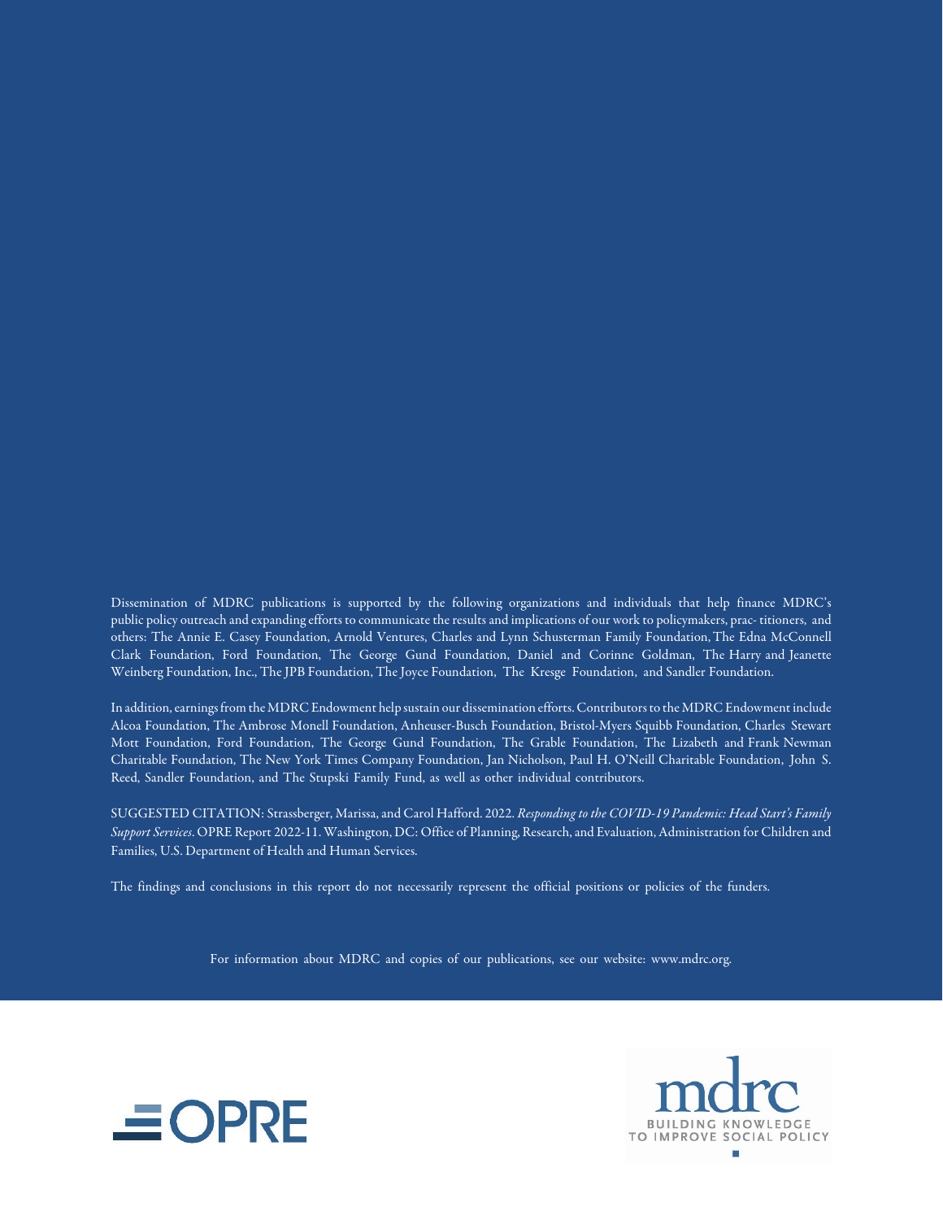Dissemination of MDRC publications is supported by the following organizations and individuals that help finance MDRC's public policy outreach and expanding efforts to communicate the results and implications of our work to policymakers, prac- titioners, and others: The Annie E. Casey Foundation, Arnold Ventures, Charles and Lynn Schusterman Family Foundation, The Edna McConnell Clark Foundation, Ford Foundation, The George Gund Foundation, Daniel and Corinne Goldman, The Harry and Jeanette Weinberg Foundation, Inc., The JPB Foundation, The Joyce Foundation, The Kresge Foundation, and Sandler Foundation.

In addition, earnings from the MDRC Endowment help sustain our dissemination efforts. Contributors to the MDRC Endowment include Alcoa Foundation, The Ambrose Monell Foundation, Anheuser-Busch Foundation, Bristol-Myers Squibb Foundation, Charles Stewart Mott Foundation, Ford Foundation, The George Gund Foundation, The Grable Foundation, The Lizabeth and Frank Newman Charitable Foundation, The New York Times Company Foundation, Jan Nicholson, Paul H. O'Neill Charitable Foundation, John S. Reed, Sandler Foundation, and The Stupski Family Fund, as well as other individual contributors.

SUGGESTED CITATION: Strassberger, Marissa, and Carol Hafford. 2022. *Responding to the COVID-19 Pandemic: Head Start's Family Support Services*. OPRE Report 2022-11. Washington, DC: Office of Planning, Research, and Evaluation, Administration for Children and Families, U.S. Department of Health and Human Services.

The findings and conclusions in this report do not necessarily represent the official positions or policies of the funders.

For information about MDRC and copies of our publications, see our website: www.mdrc.org.

OPRE

mdrc

BUILDING KNOWLEDGE TO IMPROVE SOCIAL POLICY